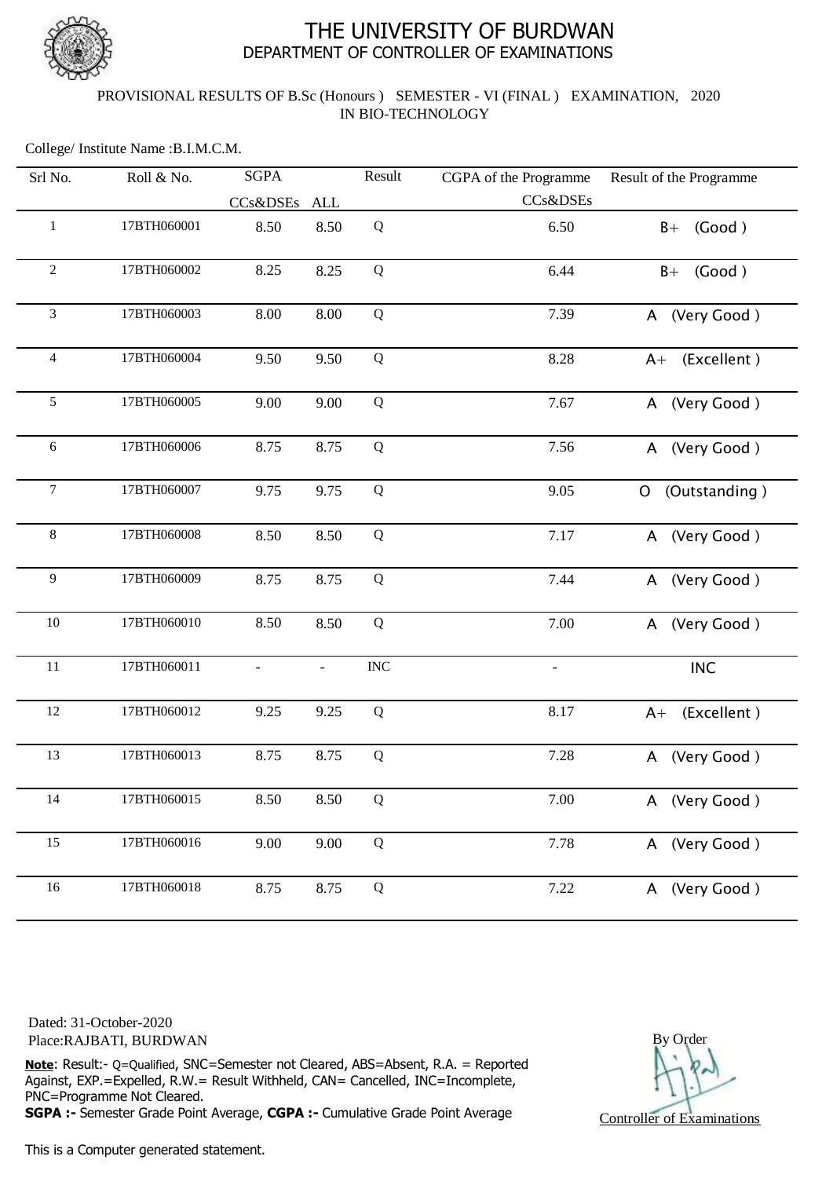# THE UNIVERSITY OF BURDWAN

## DEPARTMENT OF CONTROLLER OF EXAMINATIONS

PROVISIONAL RESULTS OF B.Sc (Honours ) SEMESTER - VI (FINAL ) EXAMINATION, 2020
IN BIO-TECHNOLOGY

College/ Institute Name :B.I.M.C.M.

| Srl No. | Roll & No. | SGPA | | Result | CGPA of the Programme | Result of the Programme |
|---|---|---|---|---|---|---|
| | | CCs&DSEs | ALL | | CCs&DSEs | |
| 1 | 17BTH060001 | 8.50 | 8.50 | Q | 6.50 | B+ (Good ) |
| 2 | 17BTH060002 | 8.25 | 8.25 | Q | 6.44 | B+ (Good ) |
| 3 | 17BTH060003 | 8.00 | 8.00 | Q | 7.39 | A (Very Good ) |
| 4 | 17BTH060004 | 9.50 | 9.50 | Q | 8.28 | A+ (Excellent ) |
| 5 | 17BTH060005 | 9.00 | 9.00 | Q | 7.67 | A (Very Good ) |
| 6 | 17BTH060006 | 8.75 | 8.75 | Q | 7.56 | A (Very Good ) |
| 7 | 17BTH060007 | 9.75 | 9.75 | Q | 9.05 | O (Outstanding ) |
| 8 | 17BTH060008 | 8.50 | 8.50 | Q | 7.17 | A (Very Good ) |
| 9 | 17BTH060009 | 8.75 | 8.75 | Q | 7.44 | A (Very Good ) |
| 10 | 17BTH060010 | 8.50 | 8.50 | Q | 7.00 | A (Very Good ) |
| 11 | 17BTH060011 | - | - | INC | - | INC |
| 12 | 17BTH060012 | 9.25 | 9.25 | Q | 8.17 | A+ (Excellent ) |
| 13 | 17BTH060013 | 8.75 | 8.75 | Q | 7.28 | A (Very Good ) |
| 14 | 17BTH060015 | 8.50 | 8.50 | Q | 7.00 | A (Very Good ) |
| 15 | 17BTH060016 | 9.00 | 9.00 | Q | 7.78 | A (Very Good ) |
| 16 | 17BTH060018 | 8.75 | 8.75 | Q | 7.22 | A (Very Good ) |

Dated: 31-October-2020
Place:RAJBATI, BURDWAN

By Order

Controller of Examinations

**Note**: Result:- Q=Qualified, SNC=Semester not Cleared, ABS=Absent, R.A. = Reported Against, EXP.=Expelled, R.W.= Result Withheld, CAN= Cancelled, INC=Incomplete, PNC=Programme Not Cleared.
**SGPA :-** Semester Grade Point Average, **CGPA :-** Cumulative Grade Point Average

This is a Computer generated statement.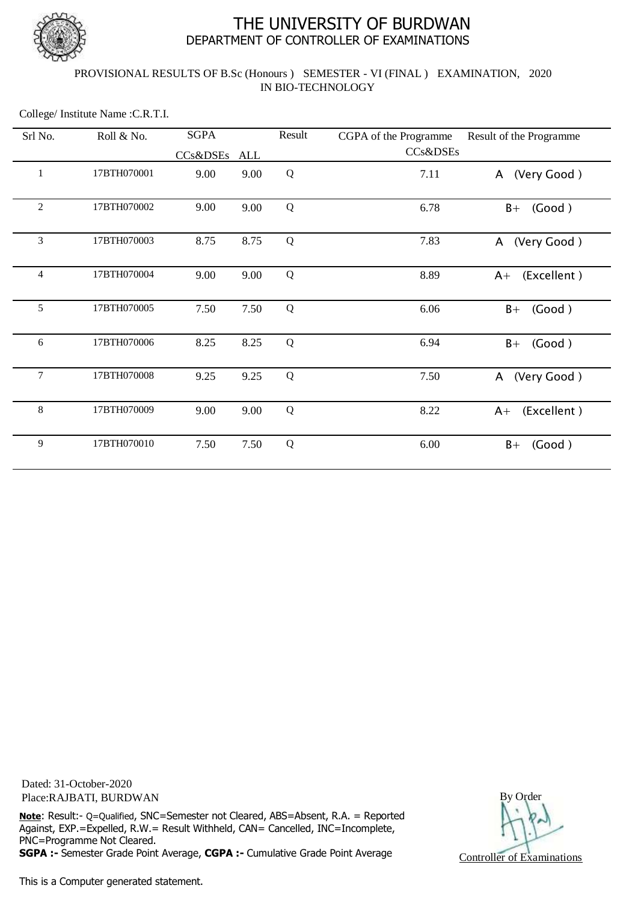# THE UNIVERSITY OF BURDWAN
## DEPARTMENT OF CONTROLLER OF EXAMINATIONS

PROVISIONAL RESULTS OF B.Sc (Honours ) SEMESTER - VI (FINAL ) EXAMINATION, 2020
IN BIO-TECHNOLOGY

College/ Institute Name :C.R.T.I.

| Srl No. | Roll & No. | SGPA | | Result | CGPA of the Programme | Result of the Programme |
|---|---|---|---|---|---|---|
| | | CCs&DSEs | ALL | | CCs&DSEs | |
| 1 | 17BTH070001 | 9.00 | 9.00 | Q | 7.11 | A (Very Good ) |
| 2 | 17BTH070002 | 9.00 | 9.00 | Q | 6.78 | B+ (Good ) |
| 3 | 17BTH070003 | 8.75 | 8.75 | Q | 7.83 | A (Very Good ) |
| 4 | 17BTH070004 | 9.00 | 9.00 | Q | 8.89 | A+ (Excellent ) |
| 5 | 17BTH070005 | 7.50 | 7.50 | Q | 6.06 | B+ (Good ) |
| 6 | 17BTH070006 | 8.25 | 8.25 | Q | 6.94 | B+ (Good ) |
| 7 | 17BTH070008 | 9.25 | 9.25 | Q | 7.50 | A (Very Good ) |
| 8 | 17BTH070009 | 9.00 | 9.00 | Q | 8.22 | A+ (Excellent ) |
| 9 | 17BTH070010 | 7.50 | 7.50 | Q | 6.00 | B+ (Good ) |

Dated: 31-October-2020
Place:RAJBATI, BURDWAN

By Order

Controller of Examinations

**Note**: Result:- Q=Qualified, SNC=Semester not Cleared, ABS=Absent, R.A. = Reported Against, EXP.=Expelled, R.W.= Result Withheld, CAN= Cancelled, INC=Incomplete, PNC=Programme Not Cleared.
**SGPA :-** Semester Grade Point Average, **CGPA :-** Cumulative Grade Point Average

This is a Computer generated statement.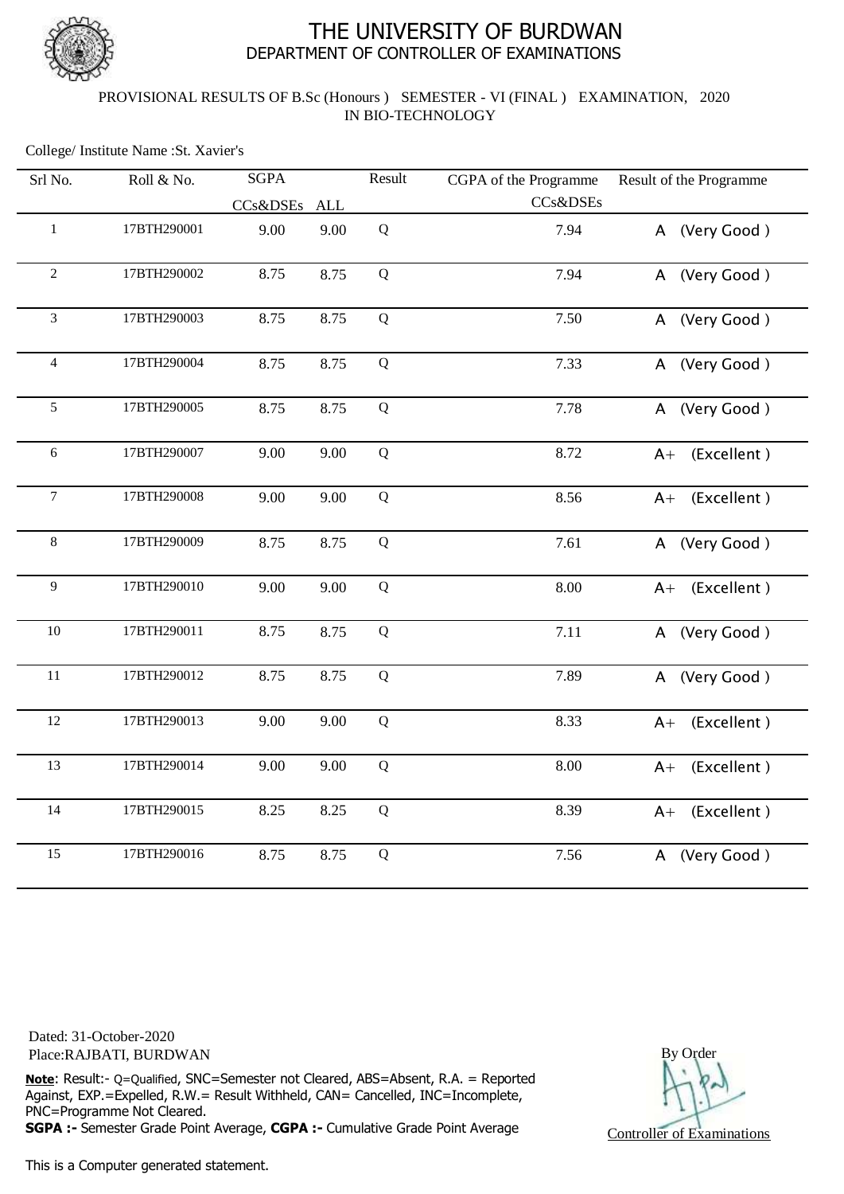# THE UNIVERSITY OF BURDWAN

## DEPARTMENT OF CONTROLLER OF EXAMINATIONS

PROVISIONAL RESULTS OF B.Sc (Honours ) SEMESTER - VI (FINAL ) EXAMINATION, 2020
IN BIO-TECHNOLOGY

College/ Institute Name :St. Xavier's

| Srl No. | Roll & No. | SGPA CCs&DSEs | SGPA ALL | Result | CGPA of the Programme CCs&DSEs | Result of the Programme |
|---|---|---|---|---|---|---|
| 1 | 17BTH290001 | 9.00 | 9.00 | Q | 7.94 | A (Very Good ) |
| 2 | 17BTH290002 | 8.75 | 8.75 | Q | 7.94 | A (Very Good ) |
| 3 | 17BTH290003 | 8.75 | 8.75 | Q | 7.50 | A (Very Good ) |
| 4 | 17BTH290004 | 8.75 | 8.75 | Q | 7.33 | A (Very Good ) |
| 5 | 17BTH290005 | 8.75 | 8.75 | Q | 7.78 | A (Very Good ) |
| 6 | 17BTH290007 | 9.00 | 9.00 | Q | 8.72 | A+ (Excellent ) |
| 7 | 17BTH290008 | 9.00 | 9.00 | Q | 8.56 | A+ (Excellent ) |
| 8 | 17BTH290009 | 8.75 | 8.75 | Q | 7.61 | A (Very Good ) |
| 9 | 17BTH290010 | 9.00 | 9.00 | Q | 8.00 | A+ (Excellent ) |
| 10 | 17BTH290011 | 8.75 | 8.75 | Q | 7.11 | A (Very Good ) |
| 11 | 17BTH290012 | 8.75 | 8.75 | Q | 7.89 | A (Very Good ) |
| 12 | 17BTH290013 | 9.00 | 9.00 | Q | 8.33 | A+ (Excellent ) |
| 13 | 17BTH290014 | 9.00 | 9.00 | Q | 8.00 | A+ (Excellent ) |
| 14 | 17BTH290015 | 8.25 | 8.25 | Q | 8.39 | A+ (Excellent ) |
| 15 | 17BTH290016 | 8.75 | 8.75 | Q | 7.56 | A (Very Good ) |

Dated: 31-October-2020
Place:RAJBATI, BURDWAN

By Order

Controller of Examinations

**Note**: Result:- Q=Qualified, SNC=Semester not Cleared, ABS=Absent, R.A. = Reported Against, EXP.=Expelled, R.W.= Result Withheld, CAN= Cancelled, INC=Incomplete, PNC=Programme Not Cleared.
**SGPA :-** Semester Grade Point Average, **CGPA :-** Cumulative Grade Point Average

This is a Computer generated statement.